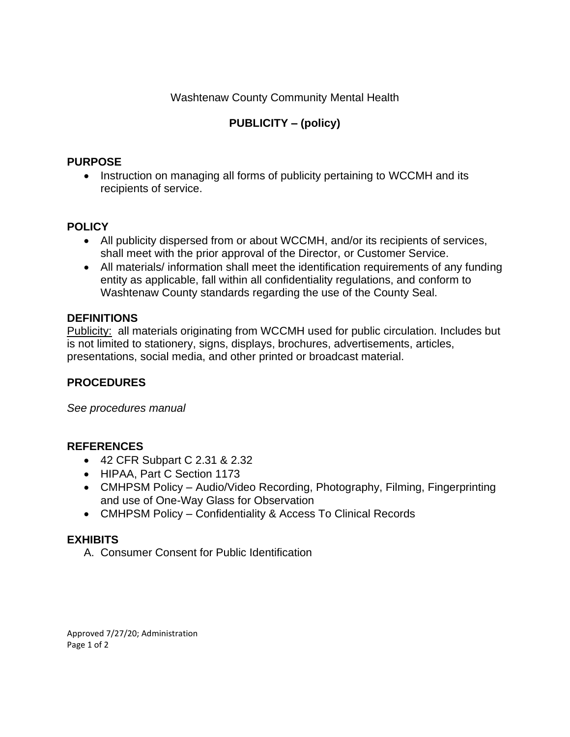Washtenaw County Community Mental Health

# PUBLICITY – (policy)

## PURPOSE

- Instruction on managing all forms of publicity pertaining to WCCMH and its recipients of service.

## POLICY

- All publicity dispersed from or about WCCMH, and/or its recipients of services, shall meet with the prior approval of the Director, or Customer Service.
- All materials/ information shall meet the identification requirements of any funding entity as applicable, fall within all confidentiality regulations, and conform to Washtenaw County standards regarding the use of the County Seal.

## DEFINITIONS

Publicity: all materials originating from WCCMH used for public circulation. Includes but is not limited to stationery, signs, displays, brochures, advertisements, articles, presentations, social media, and other printed or broadcast material.

## PROCEDURES

*See procedures manual*

## REFERENCES

- 42 CFR Subpart C 2.31 & 2.32
- HIPAA, Part C Section 1173
- CMHPSM Policy – Audio/Video Recording, Photography, Filming, Fingerprinting and use of One-Way Glass for Observation
- CMHPSM Policy – Confidentiality & Access To Clinical Records

## EXHIBITS

A. Consumer Consent for Public Identification

Approved 7/27/20; Administration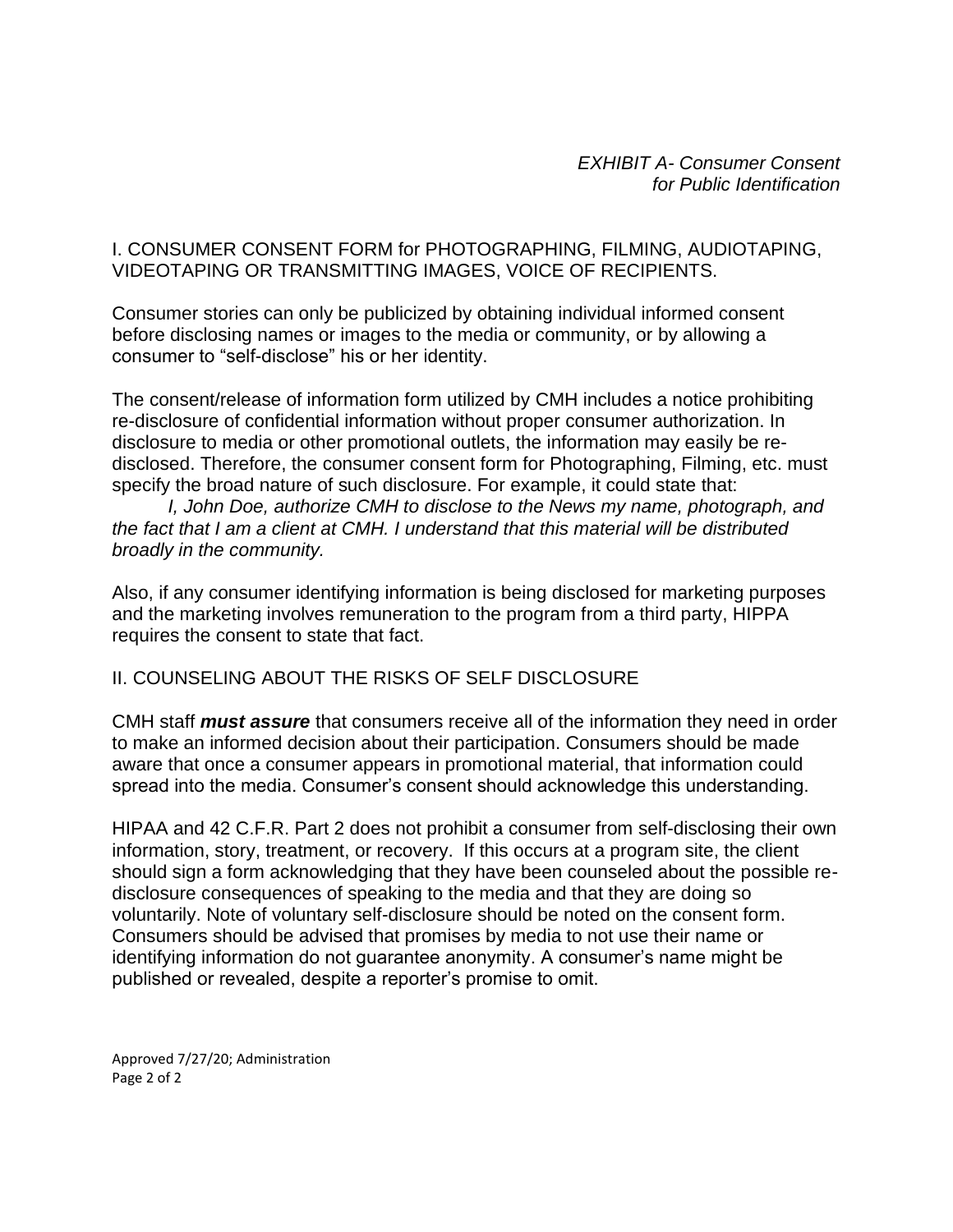*EXHIBIT A- Consumer Consent for Public Identification*

I. CONSUMER CONSENT FORM for PHOTOGRAPHING, FILMING, AUDIOTAPING, VIDEOTAPING OR TRANSMITTING IMAGES, VOICE OF RECIPIENTS.

Consumer stories can only be publicized by obtaining individual informed consent before disclosing names or images to the media or community, or by allowing a consumer to "self-disclose" his or her identity.

The consent/release of information form utilized by CMH includes a notice prohibiting re-disclosure of confidential information without proper consumer authorization. In disclosure to media or other promotional outlets, the information may easily be re-disclosed. Therefore, the consumer consent form for Photographing, Filming, etc. must specify the broad nature of such disclosure. For example, it could state that:

*I, John Doe, authorize CMH to disclose to the News my name, photograph, and the fact that I am a client at CMH. I understand that this material will be distributed broadly in the community.*

Also, if any consumer identifying information is being disclosed for marketing purposes and the marketing involves remuneration to the program from a third party, HIPPA requires the consent to state that fact.

II. COUNSELING ABOUT THE RISKS OF SELF DISCLOSURE

CMH staff ***must assure*** that consumers receive all of the information they need in order to make an informed decision about their participation. Consumers should be made aware that once a consumer appears in promotional material, that information could spread into the media. Consumer's consent should acknowledge this understanding.

HIPAA and 42 C.F.R. Part 2 does not prohibit a consumer from self-disclosing their own information, story, treatment, or recovery. If this occurs at a program site, the client should sign a form acknowledging that they have been counseled about the possible re-disclosure consequences of speaking to the media and that they are doing so voluntarily. Note of voluntary self-disclosure should be noted on the consent form. Consumers should be advised that promises by media to not use their name or identifying information do not guarantee anonymity. A consumer's name might be published or revealed, despite a reporter's promise to omit.

Approved 7/27/20; Administration